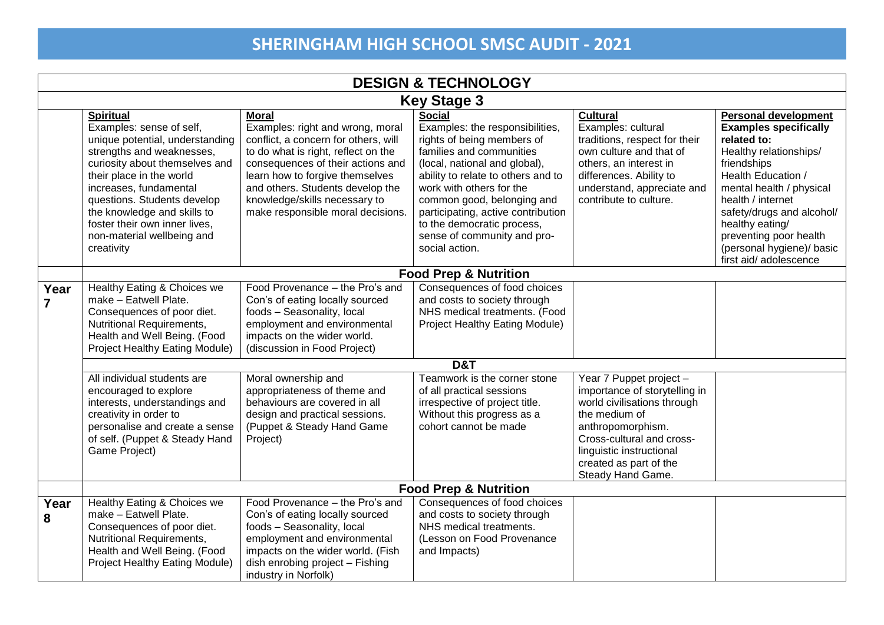# SHERINGHAM HIGH SCHOOL SMSC AUDIT - 2021

| DESIGN & TECHNOLOGY | | | | | |
|---|---|---|---|---|---|
| **Key Stage 3** | | | | | |
| | **Spiritual** Examples: sense of self, unique potential, understanding strengths and weaknesses, curiosity about themselves and their place in the world increases, fundamental questions. Students develop the knowledge and skills to foster their own inner lives, non-material wellbeing and creativity | **Moral** Examples: right and wrong, moral conflict, a concern for others, will to do what is right, reflect on the consequences of their actions and learn how to forgive themselves and others. Students develop the knowledge/skills necessary to make responsible moral decisions. | **Social** Examples: the responsibilities, rights of being members of families and communities (local, national and global), ability to relate to others and to work with others for the common good, belonging and participating, active contribution to the democratic process, sense of community and pro-social action. | **Cultural** Examples: cultural traditions, respect for their own culture and that of others, an interest in differences. Ability to understand, appreciate and contribute to culture. | **Personal development** **Examples specifically related to:** Healthy relationships/ friendships Health Education / mental health / physical health / internet safety/drugs and alcohol/ healthy eating/ preventing poor health (personal hygiene)/ basic first aid/ adolescence |
| | **Food Prep & Nutrition** | | | | |
| **Year 7** | Healthy Eating & Choices we make – Eatwell Plate. Consequences of poor diet. Nutritional Requirements, Health and Well Being. (Food Project Healthy Eating Module) | Food Provenance – the Pro's and Con's of eating locally sourced foods – Seasonality, local employment and environmental impacts on the wider world. (discussion in Food Project) | Consequences of food choices and costs to society through NHS medical treatments. (Food Project Healthy Eating Module) | | |
| | **D&T** | | | | |
| | All individual students are encouraged to explore interests, understandings and creativity in order to personalise and create a sense of self. (Puppet & Steady Hand Game Project) | Moral ownership and appropriateness of theme and behaviours are covered in all design and practical sessions. (Puppet & Steady Hand Game Project) | Teamwork is the corner stone of all practical sessions irrespective of project title. Without this progress as a cohort cannot be made | Year 7 Puppet project – importance of storytelling in world civilisations through the medium of anthropomorphism. Cross-cultural and cross-linguistic instructional created as part of the Steady Hand Game. | |
| | **Food Prep & Nutrition** | | | | |
| **Year 8** | Healthy Eating & Choices we make – Eatwell Plate. Consequences of poor diet. Nutritional Requirements, Health and Well Being. (Food Project Healthy Eating Module) | Food Provenance – the Pro's and Con's of eating locally sourced foods – Seasonality, local employment and environmental impacts on the wider world. (Fish dish enrobing project – Fishing industry in Norfolk) | Consequences of food choices and costs to society through NHS medical treatments. (Lesson on Food Provenance and Impacts) | | |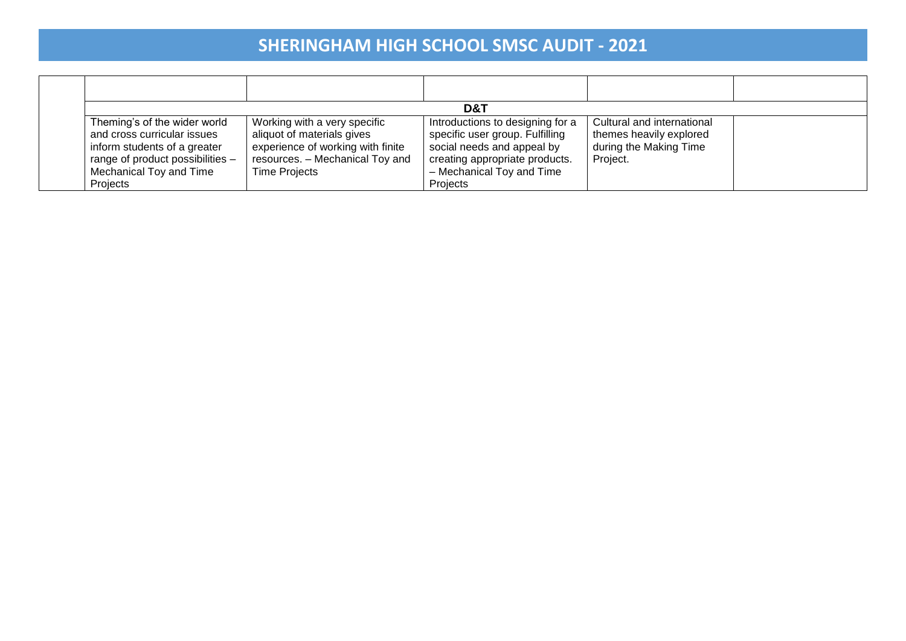# SHERINGHAM HIGH SCHOOL SMSC AUDIT - 2021

| | | | | | |
|---|---|---|---|---|---|
| | | | D&T | | |
| | Theming's of the wider world and cross curricular issues inform students of a greater range of product possibilities – Mechanical Toy and Time Projects | Working with a very specific aliquot of materials gives experience of working with finite resources. – Mechanical Toy and Time Projects | Introductions to designing for a specific user group. Fulfilling social needs and appeal by creating appropriate products. – Mechanical Toy and Time Projects | Cultural and international themes heavily explored during the Making Time Project. | |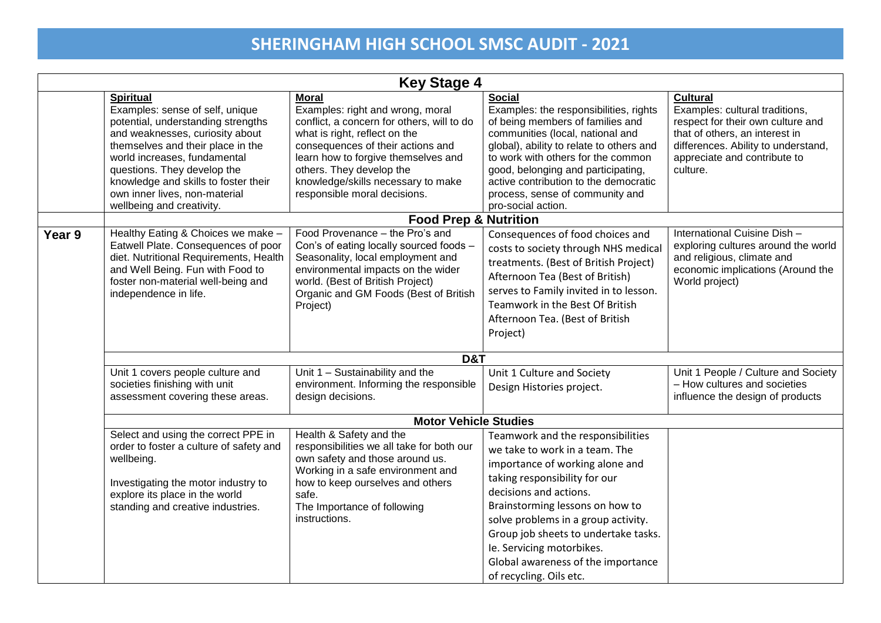# SHERINGHAM HIGH SCHOOL SMSC AUDIT - 2021

| Key Stage 4 | | | | |
|---|---|---|---|---|
| | **Spiritual**<br>Examples: sense of self, unique potential, understanding strengths and weaknesses, curiosity about themselves and their place in the world increases, fundamental questions. They develop the knowledge and skills to foster their own inner lives, non-material wellbeing and creativity. | **Moral**<br>Examples: right and wrong, moral conflict, a concern for others, will to do what is right, reflect on the consequences of their actions and learn how to forgive themselves and others. They develop the knowledge/skills necessary to make responsible moral decisions. | **Social**<br>Examples: the responsibilities, rights of being members of families and communities (local, national and global), ability to relate to others and to work with others for the common good, belonging and participating, active contribution to the democratic process, sense of community and pro-social action. | **Cultural**<br>Examples: cultural traditions, respect for their own culture and that of others, an interest in differences. Ability to understand, appreciate and contribute to culture. |
| | **Food Prep & Nutrition** | | | |
| **Year 9** | Healthy Eating & Choices we make – Eatwell Plate. Consequences of poor diet. Nutritional Requirements, Health and Well Being. Fun with Food to foster non-material well-being and independence in life. | Food Provenance – the Pro's and Con's of eating locally sourced foods – Seasonality, local employment and environmental impacts on the wider world. (Best of British Project)<br>Organic and GM Foods (Best of British Project) | Consequences of food choices and costs to society through NHS medical treatments. (Best of British Project)<br>Afternoon Tea (Best of British) serves to Family invited in to lesson. Teamwork in the Best Of British Afternoon Tea. (Best of British Project) | International Cuisine Dish – exploring cultures around the world and religious, climate and economic implications (Around the World project) |
| | **D&T** | | | |
| | Unit 1 covers people culture and societies finishing with unit assessment covering these areas. | Unit 1 – Sustainability and the environment. Informing the responsible design decisions. | Unit 1 Culture and Society<br>Design Histories project. | Unit 1 People / Culture and Society – How cultures and societies influence the design of products |
| | **Motor Vehicle Studies** | | | |
| | Select and using the correct PPE in order to foster a culture of safety and wellbeing.<br><br>Investigating the motor industry to explore its place in the world standing and creative industries. | Health & Safety and the responsibilities we all take for both our own safety and those around us.<br>Working in a safe environment and how to keep ourselves and others safe.<br>The Importance of following instructions. | Teamwork and the responsibilities we take to work in a team. The importance of working alone and taking responsibility for our decisions and actions.<br>Brainstorming lessons on how to solve problems in a group activity.<br>Group job sheets to undertake tasks. Ie. Servicing motorbikes.<br>Global awareness of the importance of recycling. Oils etc. | |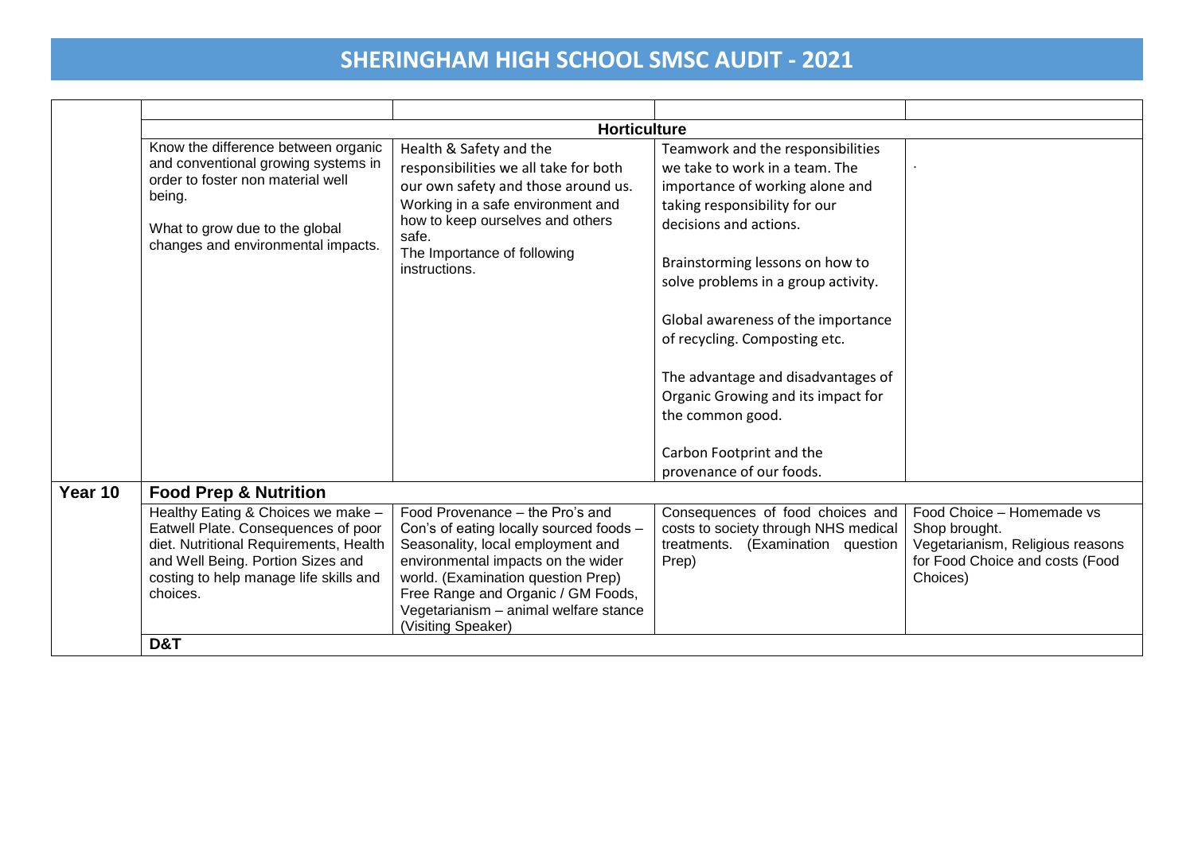# SHERINGHAM HIGH SCHOOL SMSC AUDIT - 2021

| | | | | |
|---|---|---|---|---|
| | | | | |
| | **Horticulture** | | | |
| | Know the difference between organic and conventional growing systems in order to foster non material well being.<br><br>What to grow due to the global changes and environmental impacts. | Health & Safety and the responsibilities we all take for both our own safety and those around us. Working in a safe environment and how to keep ourselves and others safe.<br>The Importance of following instructions. | Teamwork and the responsibilities we take to work in a team. The importance of working alone and taking responsibility for our decisions and actions.<br><br>Brainstorming lessons on how to solve problems in a group activity.<br><br>Global awareness of the importance of recycling. Composting etc.<br><br>The advantage and disadvantages of Organic Growing and its impact for the common good.<br><br>Carbon Footprint and the provenance of our foods. | . |
| **Year 10** | **Food Prep & Nutrition** | | | |
| | Healthy Eating & Choices we make – Eatwell Plate. Consequences of poor diet. Nutritional Requirements, Health and Well Being. Portion Sizes and costing to help manage life skills and choices. | Food Provenance – the Pro's and Con's of eating locally sourced foods – Seasonality, local employment and environmental impacts on the wider world. (Examination question Prep)<br>Free Range and Organic / GM Foods, Vegetarianism – animal welfare stance (Visiting Speaker) | Consequences of food choices and costs to society through NHS medical treatments. (Examination question Prep) | Food Choice – Homemade vs Shop brought.<br>Vegetarianism, Religious reasons for Food Choice and costs (Food Choices) |
| | **D&T** | | | |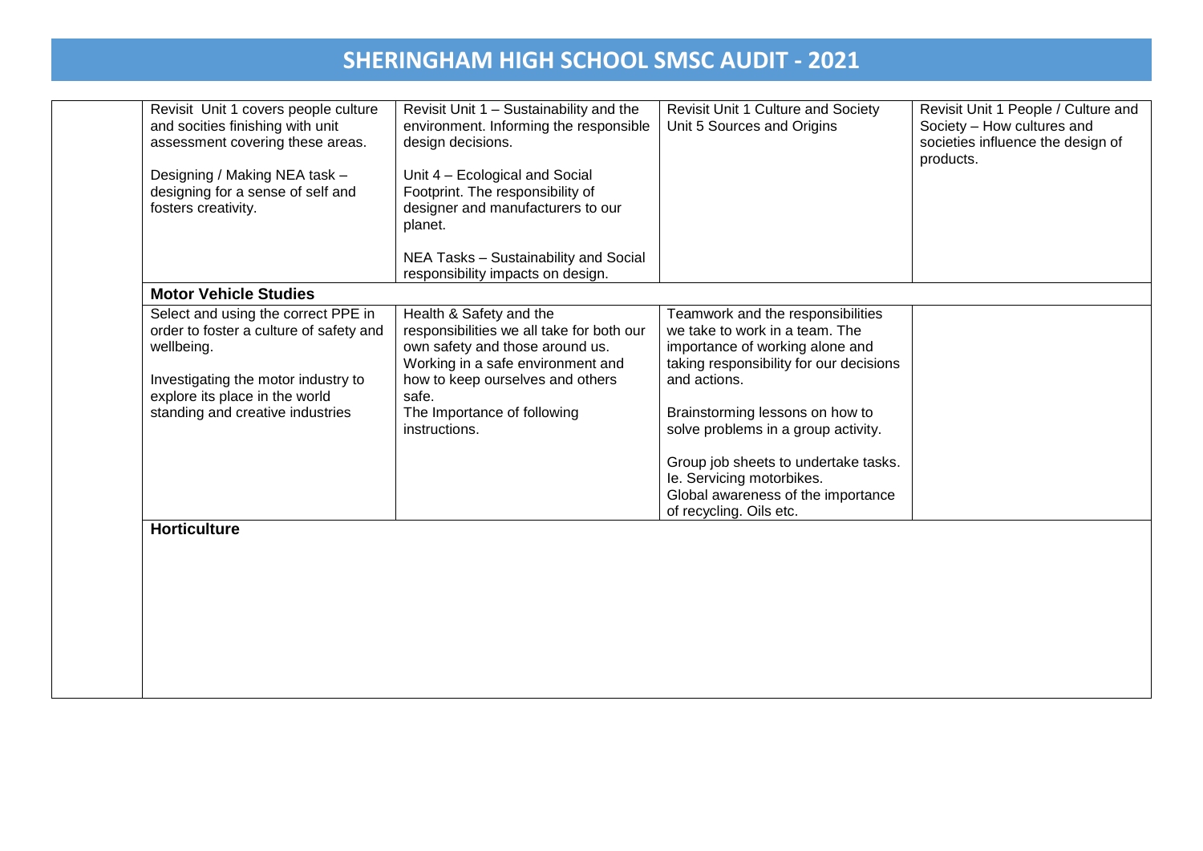# SHERINGHAM HIGH SCHOOL SMSC AUDIT - 2021

| | | | | |
|---|---|---|---|---|
| | Revisit Unit 1 covers people culture and socities finishing with unit assessment covering these areas.<br><br>Designing / Making NEA task – designing for a sense of self and fosters creativity. | Revisit Unit 1 – Sustainability and the environment. Informing the responsible design decisions.<br><br>Unit 4 – Ecological and Social Footprint. The responsibility of designer and manufacturers to our planet.<br><br>NEA Tasks – Sustainability and Social responsibility impacts on design. | Revisit Unit 1 Culture and Society<br>Unit 5 Sources and Origins | Revisit Unit 1 People / Culture and Society – How cultures and societies influence the design of products. |
| | **Motor Vehicle Studies** | | | |
| | Select and using the correct PPE in order to foster a culture of safety and wellbeing.<br><br>Investigating the motor industry to explore its place in the world standing and creative industries | Health & Safety and the responsibilities we all take for both our own safety and those around us. Working in a safe environment and how to keep ourselves and others safe.<br>The Importance of following instructions. | Teamwork and the responsibilities we take to work in a team. The importance of working alone and taking responsibility for our decisions and actions.<br><br>Brainstorming lessons on how to solve problems in a group activity.<br><br>Group job sheets to undertake tasks. Ie. Servicing motorbikes.<br>Global awareness of the importance of recycling. Oils etc. | |
| | **Horticulture** | | | |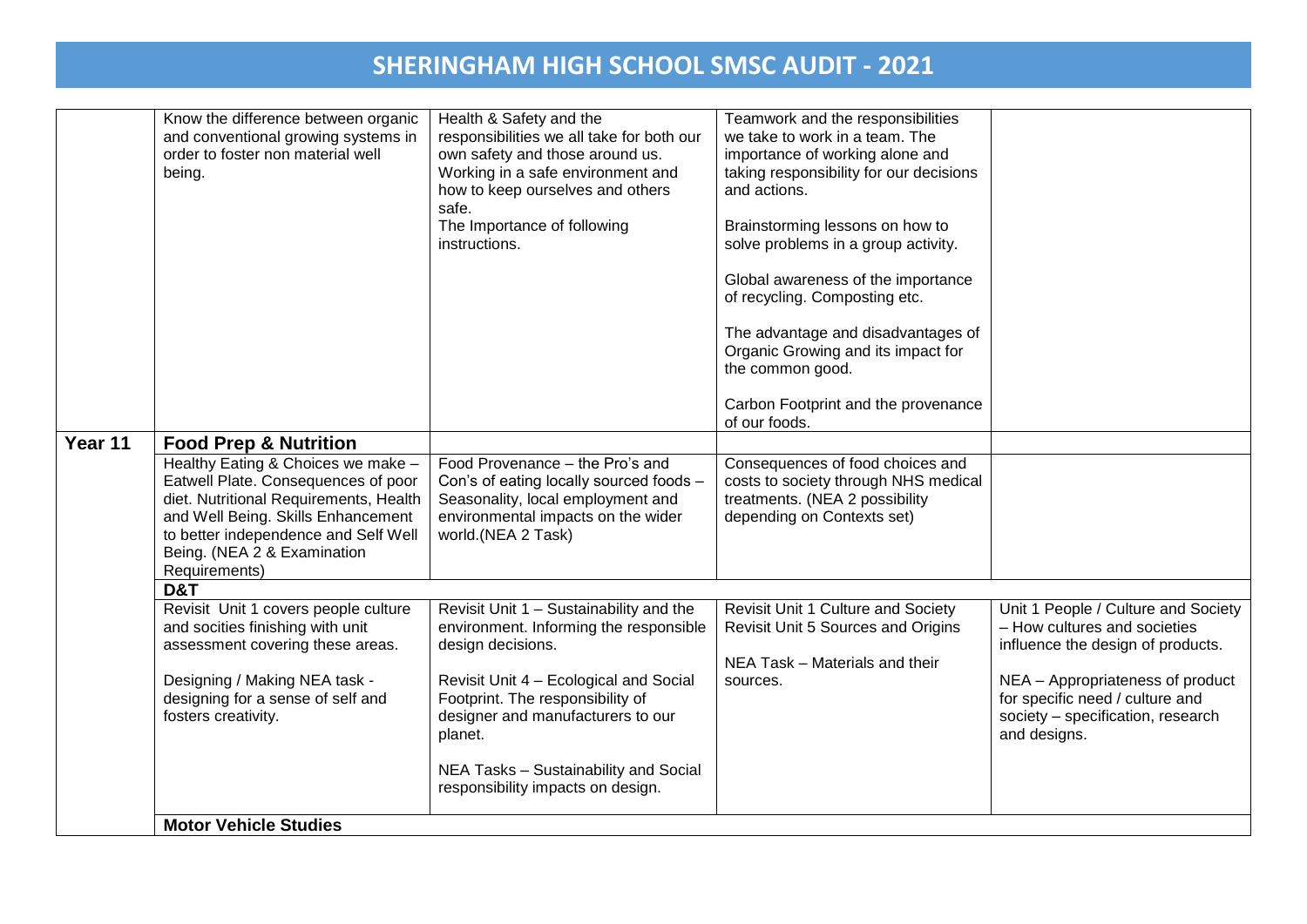# SHERINGHAM HIGH SCHOOL SMSC AUDIT - 2021

| | | | | |
|---|---|---|---|---|
| | Know the difference between organic and conventional growing systems in order to foster non material well being. | Health & Safety and the responsibilities we all take for both our own safety and those around us. Working in a safe environment and how to keep ourselves and others safe.<br>The Importance of following instructions. | Teamwork and the responsibilities we take to work in a team. The importance of working alone and taking responsibility for our decisions and actions.<br><br>Brainstorming lessons on how to solve problems in a group activity.<br><br>Global awareness of the importance of recycling. Composting etc.<br><br>The advantage and disadvantages of Organic Growing and its impact for the common good.<br><br>Carbon Footprint and the provenance of our foods. | |
| **Year 11** | **Food Prep & Nutrition** | | | |
| | Healthy Eating & Choices we make – Eatwell Plate. Consequences of poor diet. Nutritional Requirements, Health and Well Being. Skills Enhancement to better independence and Self Well Being. (NEA 2 & Examination Requirements) | Food Provenance – the Pro's and Con's of eating locally sourced foods – Seasonality, local employment and environmental impacts on the wider world.(NEA 2 Task) | Consequences of food choices and costs to society through NHS medical treatments. (NEA 2 possibility depending on Contexts set) | |
| | **D&T** | | | |
| | Revisit Unit 1 covers people culture and socities finishing with unit assessment covering these areas.<br><br>Designing / Making NEA task - designing for a sense of self and fosters creativity. | Revisit Unit 1 – Sustainability and the environment. Informing the responsible design decisions.<br><br>Revisit Unit 4 – Ecological and Social Footprint. The responsibility of designer and manufacturers to our planet.<br><br>NEA Tasks – Sustainability and Social responsibility impacts on design. | Revisit Unit 1 Culture and Society<br>Revisit Unit 5 Sources and Origins<br><br>NEA Task – Materials and their sources. | Unit 1 People / Culture and Society – How cultures and societies influence the design of products.<br><br>NEA – Appropriateness of product for specific need / culture and society – specification, research and designs. |
| | **Motor Vehicle Studies** | | | |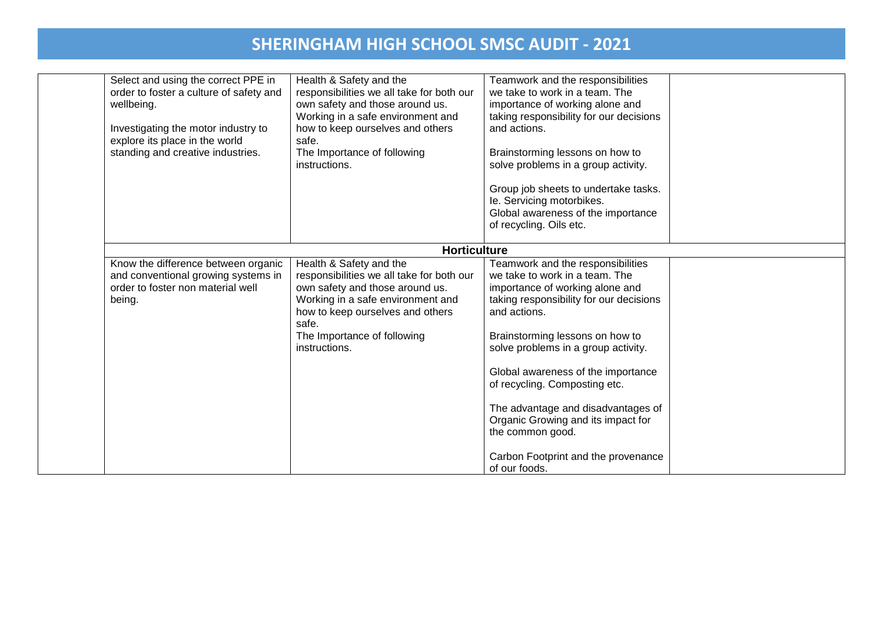# SHERINGHAM HIGH SCHOOL SMSC AUDIT - 2021

| | | | | |
|---|---|---|---|---|
| | Select and using the correct PPE in order to foster a culture of safety and wellbeing.<br><br>Investigating the motor industry to explore its place in the world standing and creative industries. | Health & Safety and the responsibilities we all take for both our own safety and those around us. Working in a safe environment and how to keep ourselves and others safe.<br>The Importance of following instructions. | Teamwork and the responsibilities we take to work in a team. The importance of working alone and taking responsibility for our decisions and actions.<br><br>Brainstorming lessons on how to solve problems in a group activity.<br><br>Group job sheets to undertake tasks. Ie. Servicing motorbikes.<br>Global awareness of the importance of recycling. Oils etc. | |
| | **Horticulture** | | | |
| | Know the difference between organic and conventional growing systems in order to foster non material well being. | Health & Safety and the responsibilities we all take for both our own safety and those around us. Working in a safe environment and how to keep ourselves and others safe.<br>The Importance of following instructions. | Teamwork and the responsibilities we take to work in a team. The importance of working alone and taking responsibility for our decisions and actions.<br><br>Brainstorming lessons on how to solve problems in a group activity.<br><br>Global awareness of the importance of recycling. Composting etc.<br><br>The advantage and disadvantages of Organic Growing and its impact for the common good.<br><br>Carbon Footprint and the provenance of our foods. | |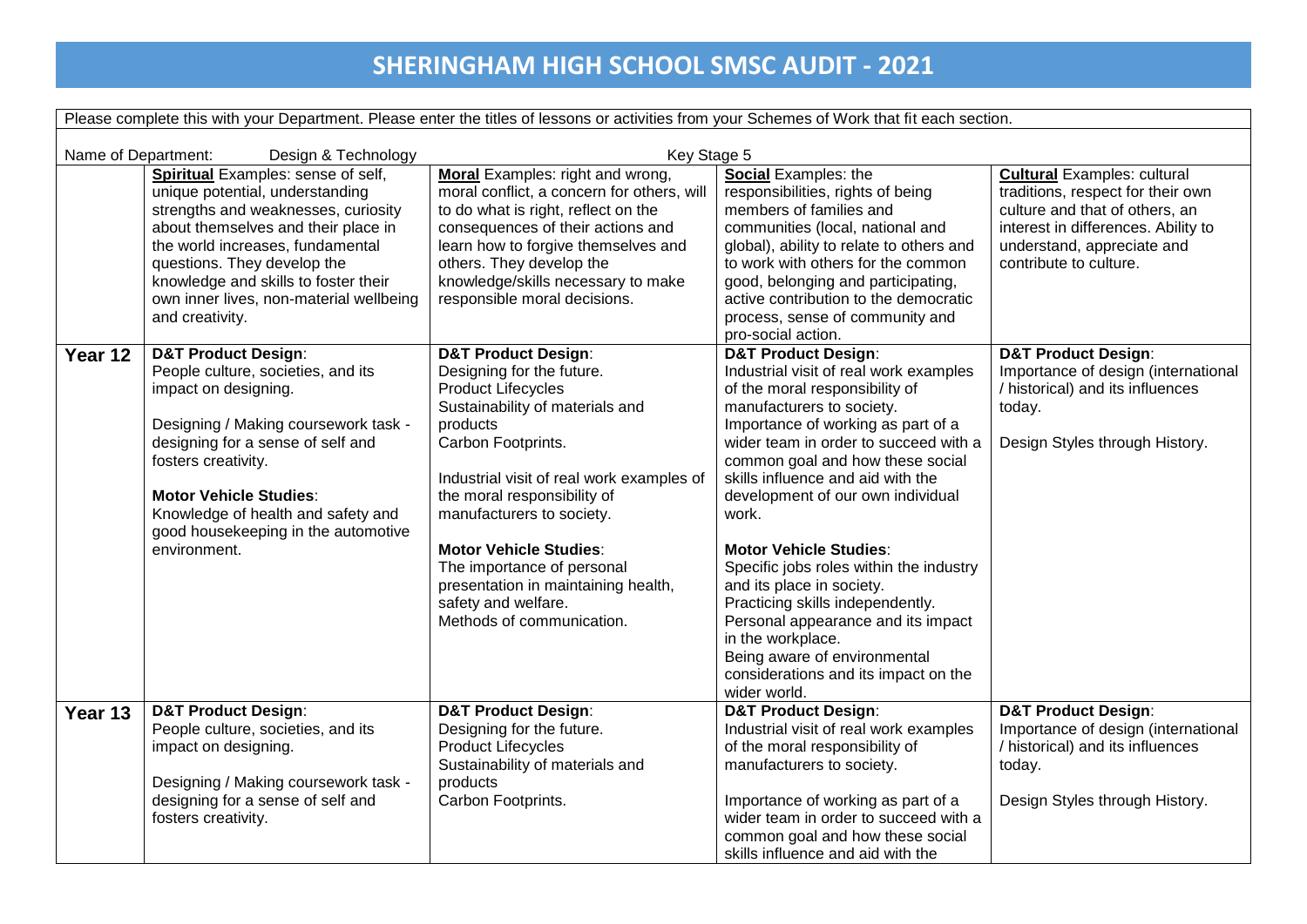# SHERINGHAM HIGH SCHOOL SMSC AUDIT - 2021

Please complete this with your Department. Please enter the titles of lessons or activities from your Schemes of Work that fit each section.

Name of Department: Design & Technology    Key Stage 5

| | **Spiritual** Examples: sense of self, unique potential, understanding strengths and weaknesses, curiosity about themselves and their place in the world increases, fundamental questions. They develop the knowledge and skills to foster their own inner lives, non-material wellbeing and creativity. | **Moral** Examples: right and wrong, moral conflict, a concern for others, will to do what is right, reflect on the consequences of their actions and learn how to forgive themselves and others. They develop the knowledge/skills necessary to make responsible moral decisions. | **Social** Examples: the responsibilities, rights of being members of families and communities (local, national and global), ability to relate to others and to work with others for the common good, belonging and participating, active contribution to the democratic process, sense of community and pro-social action. | **Cultural** Examples: cultural traditions, respect for their own culture and that of others, an interest in differences. Ability to understand, appreciate and contribute to culture. |
|---|---|---|---|---|
| **Year 12** | **D&T Product Design**:<br>People culture, societies, and its impact on designing.<br><br>Designing / Making coursework task - designing for a sense of self and fosters creativity.<br><br>**Motor Vehicle Studies**:<br>Knowledge of health and safety and good housekeeping in the automotive environment. | **D&T Product Design**:<br>Designing for the future.<br>Product Lifecycles<br>Sustainability of materials and products<br>Carbon Footprints.<br><br>Industrial visit of real work examples of the moral responsibility of manufacturers to society.<br><br>**Motor Vehicle Studies**:<br>The importance of personal presentation in maintaining health, safety and welfare.<br>Methods of communication. | **D&T Product Design**:<br>Industrial visit of real work examples of the moral responsibility of manufacturers to society.<br>Importance of working as part of a wider team in order to succeed with a common goal and how these social skills influence and aid with the development of our own individual work.<br><br>**Motor Vehicle Studies**:<br>Specific jobs roles within the industry and its place in society.<br>Practicing skills independently.<br>Personal appearance and its impact in the workplace.<br>Being aware of environmental considerations and its impact on the wider world. | **D&T Product Design**:<br>Importance of design (international / historical) and its influences today.<br><br>Design Styles through History. |
| **Year 13** | **D&T Product Design**:<br>People culture, societies, and its impact on designing.<br><br>Designing / Making coursework task - designing for a sense of self and fosters creativity. | **D&T Product Design**:<br>Designing for the future.<br>Product Lifecycles<br>Sustainability of materials and products<br>Carbon Footprints. | **D&T Product Design**:<br>Industrial visit of real work examples of the moral responsibility of manufacturers to society.<br><br>Importance of working as part of a wider team in order to succeed with a common goal and how these social skills influence and aid with the | **D&T Product Design**:<br>Importance of design (international / historical) and its influences today.<br><br>Design Styles through History. |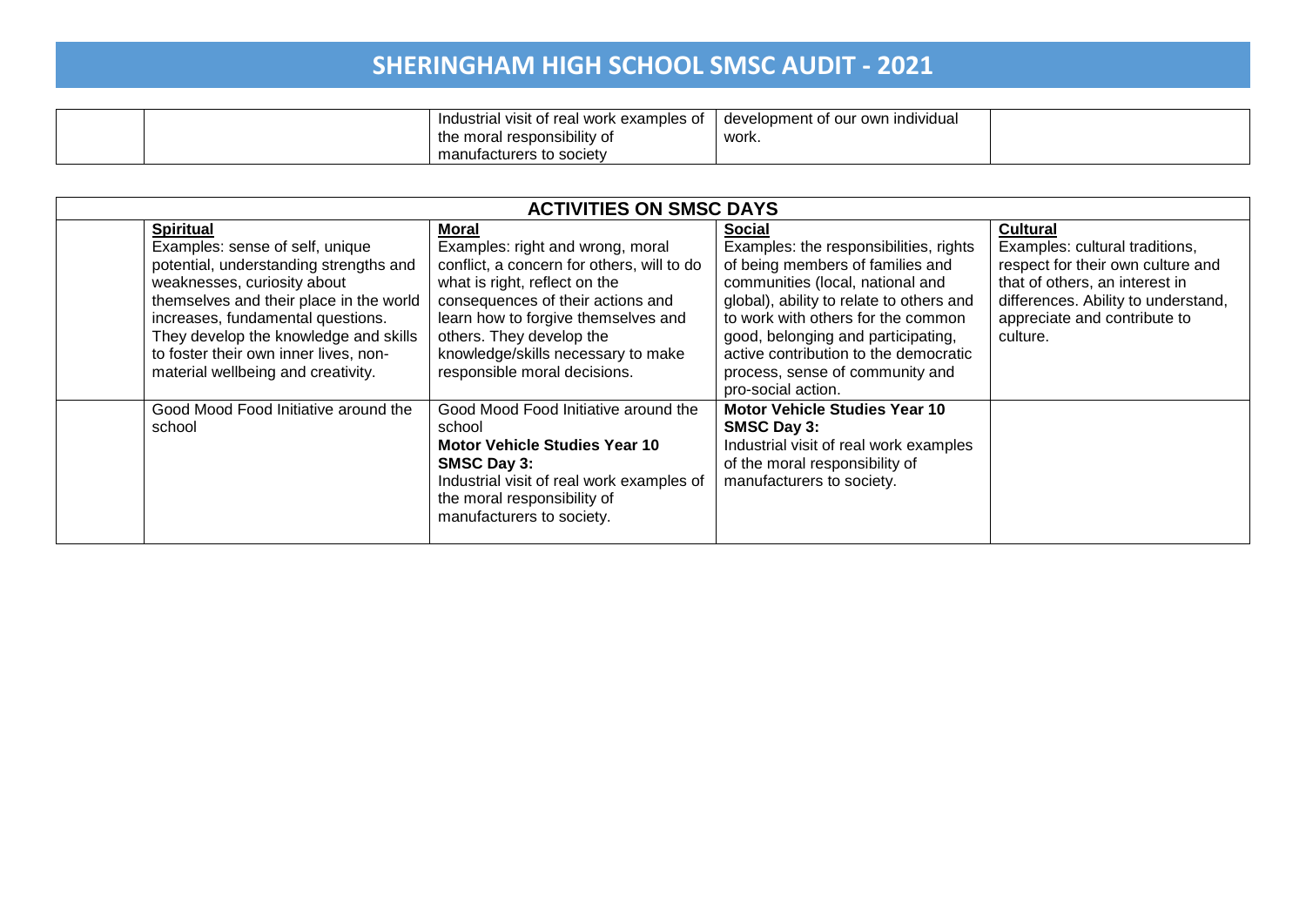# SHERINGHAM HIGH SCHOOL SMSC AUDIT - 2021

| | | | | |
|---|---|---|---|---|
| | | Industrial visit of real work examples of the moral responsibility of manufacturers to society | development of our own individual work. | |

| ACTIVITIES ON SMSC DAYS | | | | |
|---|---|---|---|---|
| | **Spiritual**<br>Examples: sense of self, unique potential, understanding strengths and weaknesses, curiosity about themselves and their place in the world increases, fundamental questions. They develop the knowledge and skills to foster their own inner lives, non-material wellbeing and creativity. | **Moral**<br>Examples: right and wrong, moral conflict, a concern for others, will to do what is right, reflect on the consequences of their actions and learn how to forgive themselves and others. They develop the knowledge/skills necessary to make responsible moral decisions. | **Social**<br>Examples: the responsibilities, rights of being members of families and communities (local, national and global), ability to relate to others and to work with others for the common good, belonging and participating, active contribution to the democratic process, sense of community and pro-social action. | **Cultural**<br>Examples: cultural traditions, respect for their own culture and that of others, an interest in differences. Ability to understand, appreciate and contribute to culture. |
| | Good Mood Food Initiative around the school | Good Mood Food Initiative around the school<br>**Motor Vehicle Studies Year 10 SMSC Day 3:**<br>Industrial visit of real work examples of the moral responsibility of manufacturers to society. | **Motor Vehicle Studies Year 10 SMSC Day 3:**<br>Industrial visit of real work examples of the moral responsibility of manufacturers to society. | |